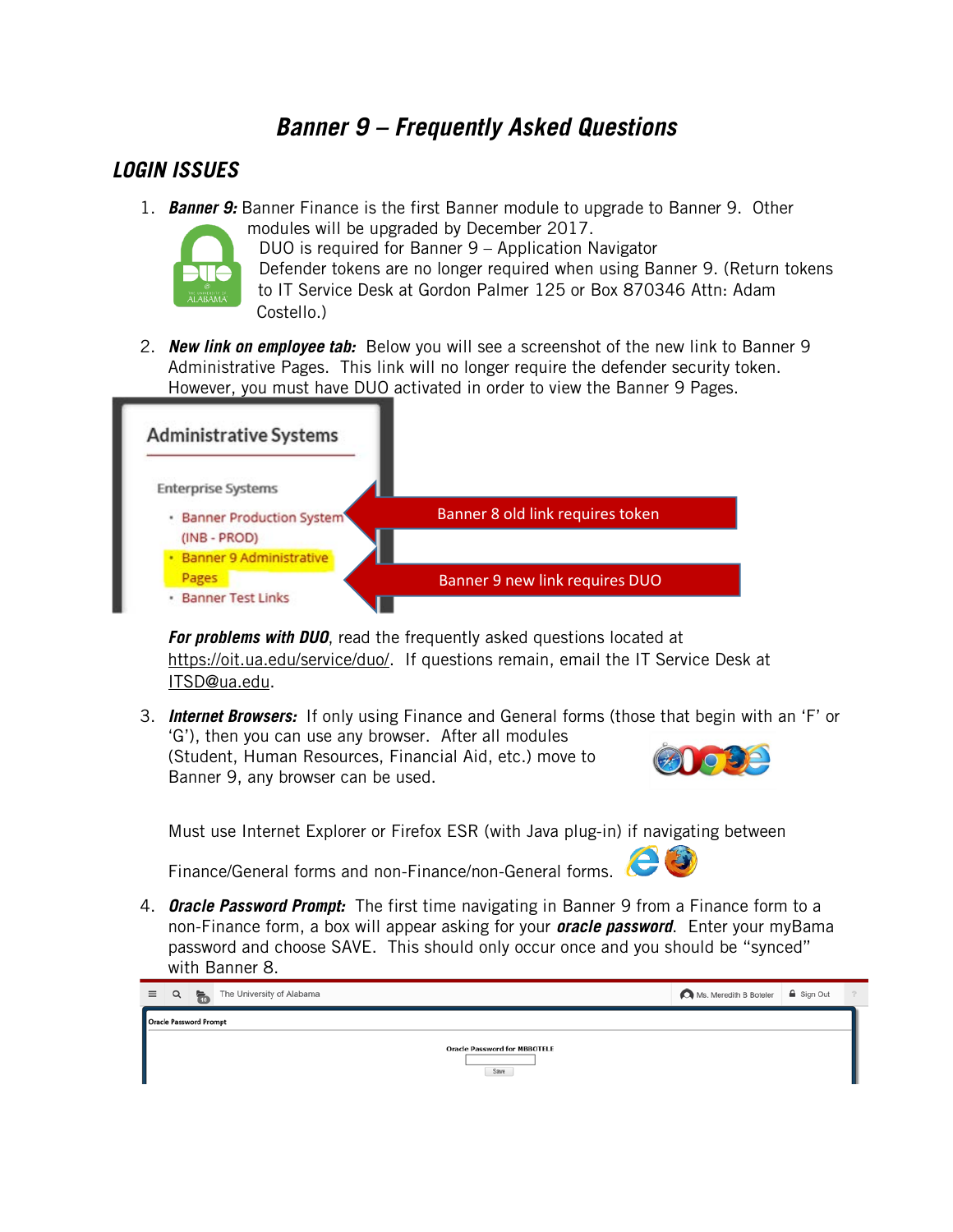# Banner 9 – Frequently Asked Questions

## LOGIN ISSUES

1. ***Banner 9:*** Banner Finance is the first Banner module to upgrade to Banner 9. Other modules will be upgraded by December 2017.
   DUO is required for Banner 9 – Application Navigator
   Defender tokens are no longer required when using Banner 9. (Return tokens to IT Service Desk at Gordon Palmer 125 or Box 870346 Attn: Adam Costello.)

2. ***New link on employee tab:*** Below you will see a screenshot of the new link to Banner 9 Administrative Pages. This link will no longer require the defender security token. However, you must have DUO activated in order to view the Banner 9 Pages.

   ***For problems with DUO***, read the frequently asked questions located at https://oit.ua.edu/service/duo/. If questions remain, email the IT Service Desk at ITSD@ua.edu.

3. ***Internet Browsers:*** If only using Finance and General forms (those that begin with an 'F' or 'G'), then you can use any browser. After all modules (Student, Human Resources, Financial Aid, etc.) move to Banner 9, any browser can be used.

   Must use Internet Explorer or Firefox ESR (with Java plug-in) if navigating between Finance/General forms and non-Finance/non-General forms.

4. ***Oracle Password Prompt:*** The first time navigating in Banner 9 from a Finance form to a non-Finance form, a box will appear asking for your ***oracle password***. Enter your myBama password and choose SAVE. This should only occur once and you should be "synced" with Banner 8.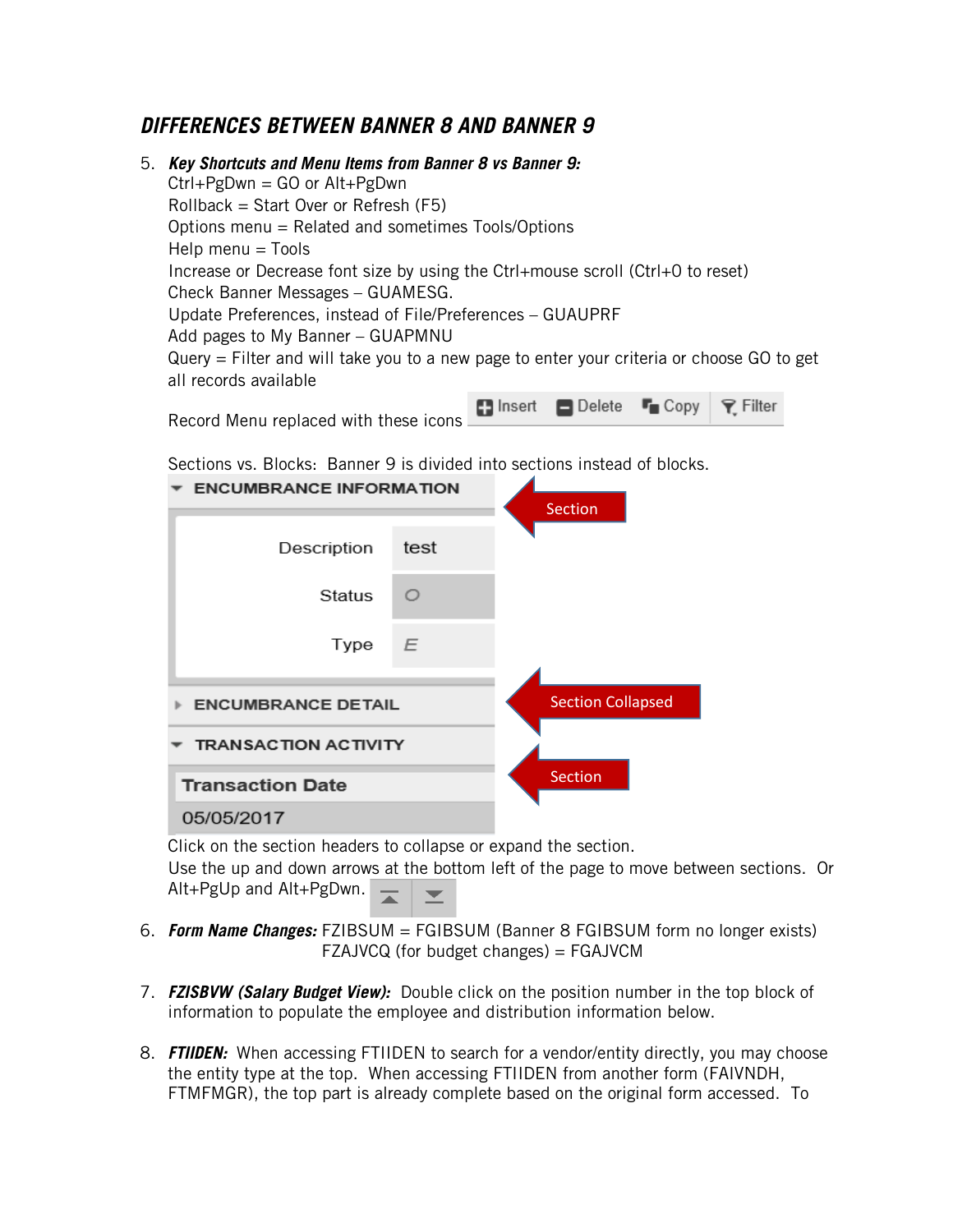## *DIFFERENCES BETWEEN BANNER 8 AND BANNER 9*

5. ***Key Shortcuts and Menu Items from Banner 8 vs Banner 9:***
   Ctrl+PgDwn = GO or Alt+PgDwn
   Rollback = Start Over or Refresh (F5)
   Options menu = Related and sometimes Tools/Options
   Help menu = Tools
   Increase or Decrease font size by using the Ctrl+mouse scroll (Ctrl+0 to reset)
   Check Banner Messages – GUAMESG.
   Update Preferences, instead of File/Preferences – GUAUPRF
   Add pages to My Banner – GUAPMNU
   Query = Filter and will take you to a new page to enter your criteria or choose GO to get all records available
   Record Menu replaced with these icons Insert Delete Copy Filter

   Sections vs. Blocks: Banner 9 is divided into sections instead of blocks.

   ENCUMBRANCE INFORMATION ← Section
   Description: test
   Status: O
   Type: E
   ENCUMBRANCE DETAIL ← Section Collapsed
   TRANSACTION ACTIVITY ← Section
   Transaction Date: 05/05/2017

   Click on the section headers to collapse or expand the section.
   Use the up and down arrows at the bottom left of the page to move between sections. Or Alt+PgUp and Alt+PgDwn.

6. ***Form Name Changes:*** FZIBSUM = FGIBSUM (Banner 8 FGIBSUM form no longer exists)
   FZAJVCQ (for budget changes) = FGAJVCM

7. ***FZISBVW (Salary Budget View):*** Double click on the position number in the top block of information to populate the employee and distribution information below.

8. ***FTIIDEN:*** When accessing FTIIDEN to search for a vendor/entity directly, you may choose the entity type at the top. When accessing FTIIDEN from another form (FAIVNDH, FTMFMGR), the top part is already complete based on the original form accessed. To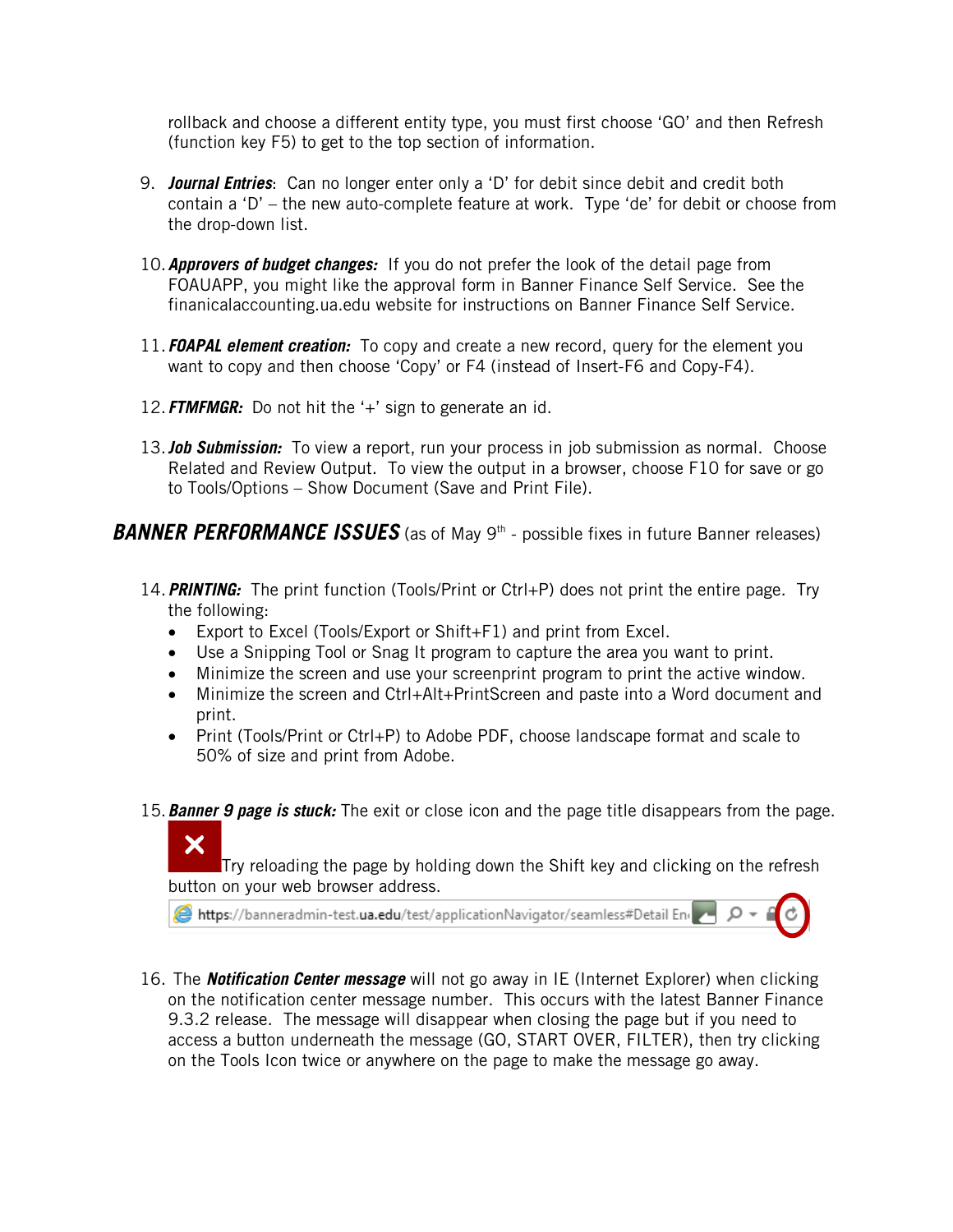rollback and choose a different entity type, you must first choose 'GO' and then Refresh (function key F5) to get to the top section of information.

9. ***Journal Entries***: Can no longer enter only a 'D' for debit since debit and credit both contain a 'D' – the new auto-complete feature at work. Type 'de' for debit or choose from the drop-down list.

10. ***Approvers of budget changes:*** If you do not prefer the look of the detail page from FOAUAPP, you might like the approval form in Banner Finance Self Service. See the finanicalaccounting.ua.edu website for instructions on Banner Finance Self Service.

11. ***FOAPAL element creation:*** To copy and create a new record, query for the element you want to copy and then choose 'Copy' or F4 (instead of Insert-F6 and Copy-F4).

12. ***FTMFMGR:*** Do not hit the '+' sign to generate an id.

13. ***Job Submission:*** To view a report, run your process in job submission as normal. Choose Related and Review Output. To view the output in a browser, choose F10 for save or go to Tools/Options – Show Document (Save and Print File).

## ***BANNER PERFORMANCE ISSUES*** (as of May 9th - possible fixes in future Banner releases)

14. ***PRINTING:*** The print function (Tools/Print or Ctrl+P) does not print the entire page. Try the following:
    - Export to Excel (Tools/Export or Shift+F1) and print from Excel.
    - Use a Snipping Tool or Snag It program to capture the area you want to print.
    - Minimize the screen and use your screenprint program to print the active window.
    - Minimize the screen and Ctrl+Alt+PrintScreen and paste into a Word document and print.
    - Print (Tools/Print or Ctrl+P) to Adobe PDF, choose landscape format and scale to 50% of size and print from Adobe.

15. ***Banner 9 page is stuck:*** The exit or close icon and the page title disappears from the page. Try reloading the page by holding down the Shift key and clicking on the refresh button on your web browser address.

    https://banneradmin-test.ua.edu/test/applicationNavigator/seamless#Detail En

16. The ***Notification Center message*** will not go away in IE (Internet Explorer) when clicking on the notification center message number. This occurs with the latest Banner Finance 9.3.2 release. The message will disappear when closing the page but if you need to access a button underneath the message (GO, START OVER, FILTER), then try clicking on the Tools Icon twice or anywhere on the page to make the message go away.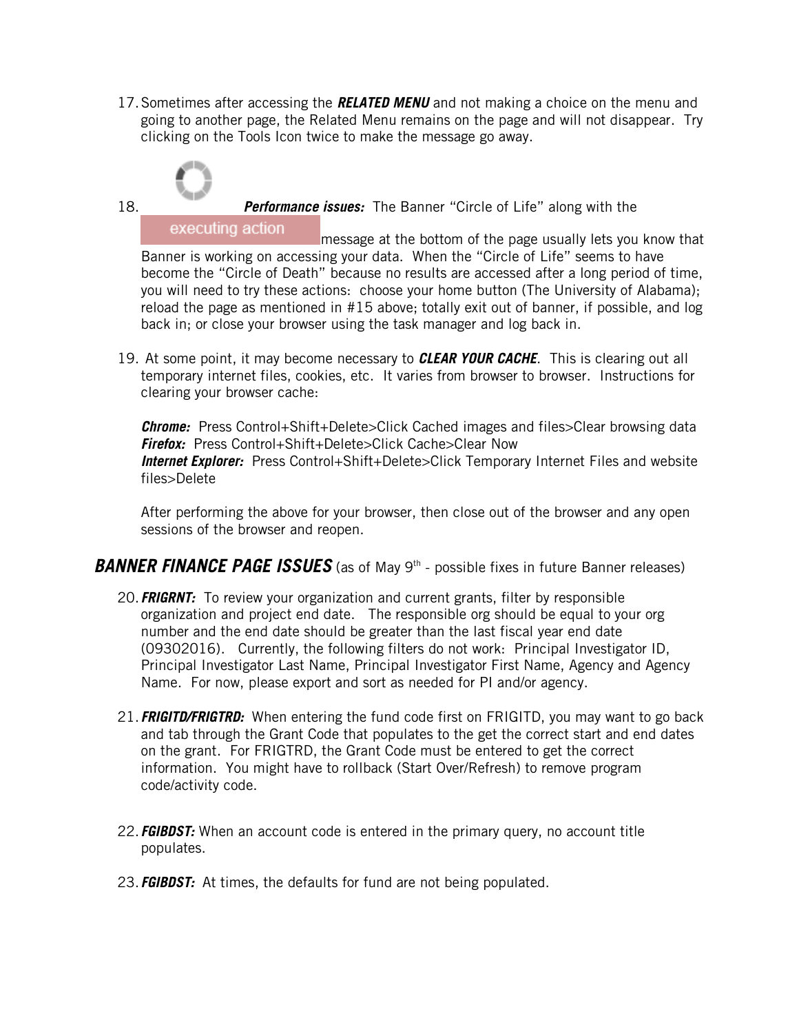17. Sometimes after accessing the ***RELATED MENU*** and not making a choice on the menu and going to another page, the Related Menu remains on the page and will not disappear. Try clicking on the Tools Icon twice to make the message go away.

18. ***Performance issues:*** The Banner "Circle of Life" along with the executing action message at the bottom of the page usually lets you know that Banner is working on accessing your data. When the "Circle of Life" seems to have become the "Circle of Death" because no results are accessed after a long period of time, you will need to try these actions: choose your home button (The University of Alabama); reload the page as mentioned in #15 above; totally exit out of banner, if possible, and log back in; or close your browser using the task manager and log back in.

19. At some point, it may become necessary to ***CLEAR YOUR CACHE***. This is clearing out all temporary internet files, cookies, etc. It varies from browser to browser. Instructions for clearing your browser cache:

    ***Chrome:*** Press Control+Shift+Delete>Click Cached images and files>Clear browsing data
    ***Firefox:*** Press Control+Shift+Delete>Click Cache>Clear Now
    ***Internet Explorer:*** Press Control+Shift+Delete>Click Temporary Internet Files and website files>Delete

    After performing the above for your browser, then close out of the browser and any open sessions of the browser and reopen.

## ***BANNER FINANCE PAGE ISSUES*** (as of May 9th - possible fixes in future Banner releases)

20. ***FRIGRNT:*** To review your organization and current grants, filter by responsible organization and project end date. The responsible org should be equal to your org number and the end date should be greater than the last fiscal year end date (09302016). Currently, the following filters do not work: Principal Investigator ID, Principal Investigator Last Name, Principal Investigator First Name, Agency and Agency Name. For now, please export and sort as needed for PI and/or agency.

21. ***FRIGITD/FRIGTRD:*** When entering the fund code first on FRIGITD, you may want to go back and tab through the Grant Code that populates to the get the correct start and end dates on the grant. For FRIGTRD, the Grant Code must be entered to get the correct information. You might have to rollback (Start Over/Refresh) to remove program code/activity code.

22. ***FGIBDST:*** When an account code is entered in the primary query, no account title populates.

23. ***FGIBDST:*** At times, the defaults for fund are not being populated.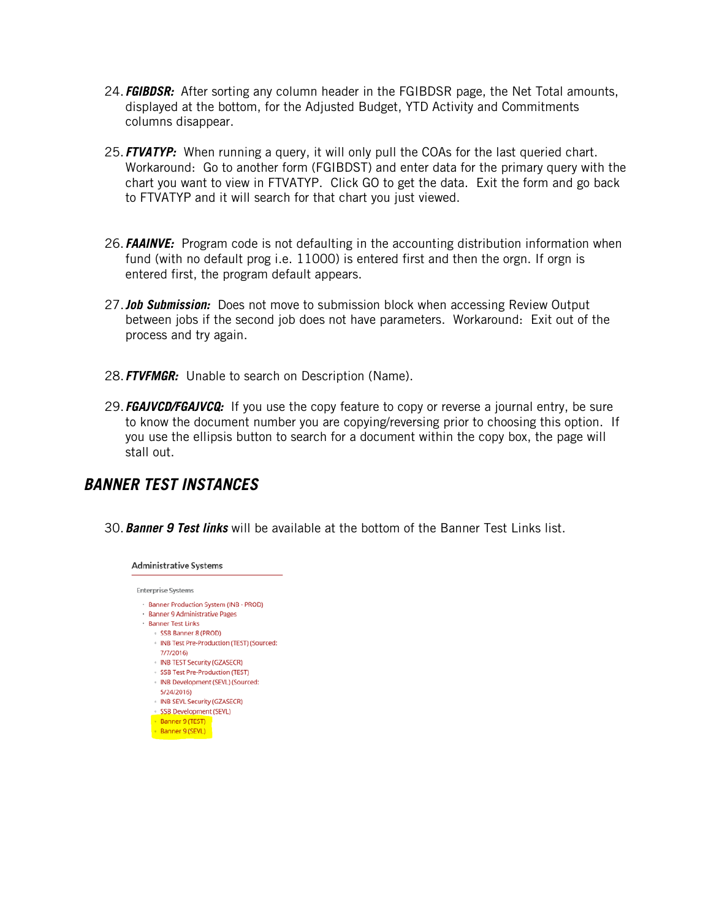24. ***FGIBDSR:*** After sorting any column header in the FGIBDSR page, the Net Total amounts, displayed at the bottom, for the Adjusted Budget, YTD Activity and Commitments columns disappear.

25. ***FTVATYP:*** When running a query, it will only pull the COAs for the last queried chart. Workaround: Go to another form (FGIBDST) and enter data for the primary query with the chart you want to view in FTVATYP. Click GO to get the data. Exit the form and go back to FTVATYP and it will search for that chart you just viewed.

26. ***FAAINVE:*** Program code is not defaulting in the accounting distribution information when fund (with no default prog i.e. 11000) is entered first and then the orgn. If orgn is entered first, the program default appears.

27. ***Job Submission:*** Does not move to submission block when accessing Review Output between jobs if the second job does not have parameters. Workaround: Exit out of the process and try again.

28. ***FTVFMGR:*** Unable to search on Description (Name).

29. ***FGAJVCD/FGAJVCQ:*** If you use the copy feature to copy or reverse a journal entry, be sure to know the document number you are copying/reversing prior to choosing this option. If you use the ellipsis button to search for a document within the copy box, the page will stall out.

## *BANNER TEST INSTANCES*

30. ***Banner 9 Test links*** will be available at the bottom of the Banner Test Links list.

Administrative Systems

Enterprise Systems

- Banner Production System (INB - PROD)
- Banner 9 Administrative Pages
- Banner Test Links
  - SSB Banner 8 (PROD)
  - INB Test Pre-Production (TEST) (Sourced: 7/7/2016)
  - INB TEST Security (GZASECR)
  - SSB Test Pre-Production (TEST)
  - INB Development (SEVL) (Sourced: 5/24/2016)
  - INB SEVL Security (GZASECR)
  - SSB Development (SEVL)
  - Banner 9 (TEST)
  - Banner 9 (SEVL)